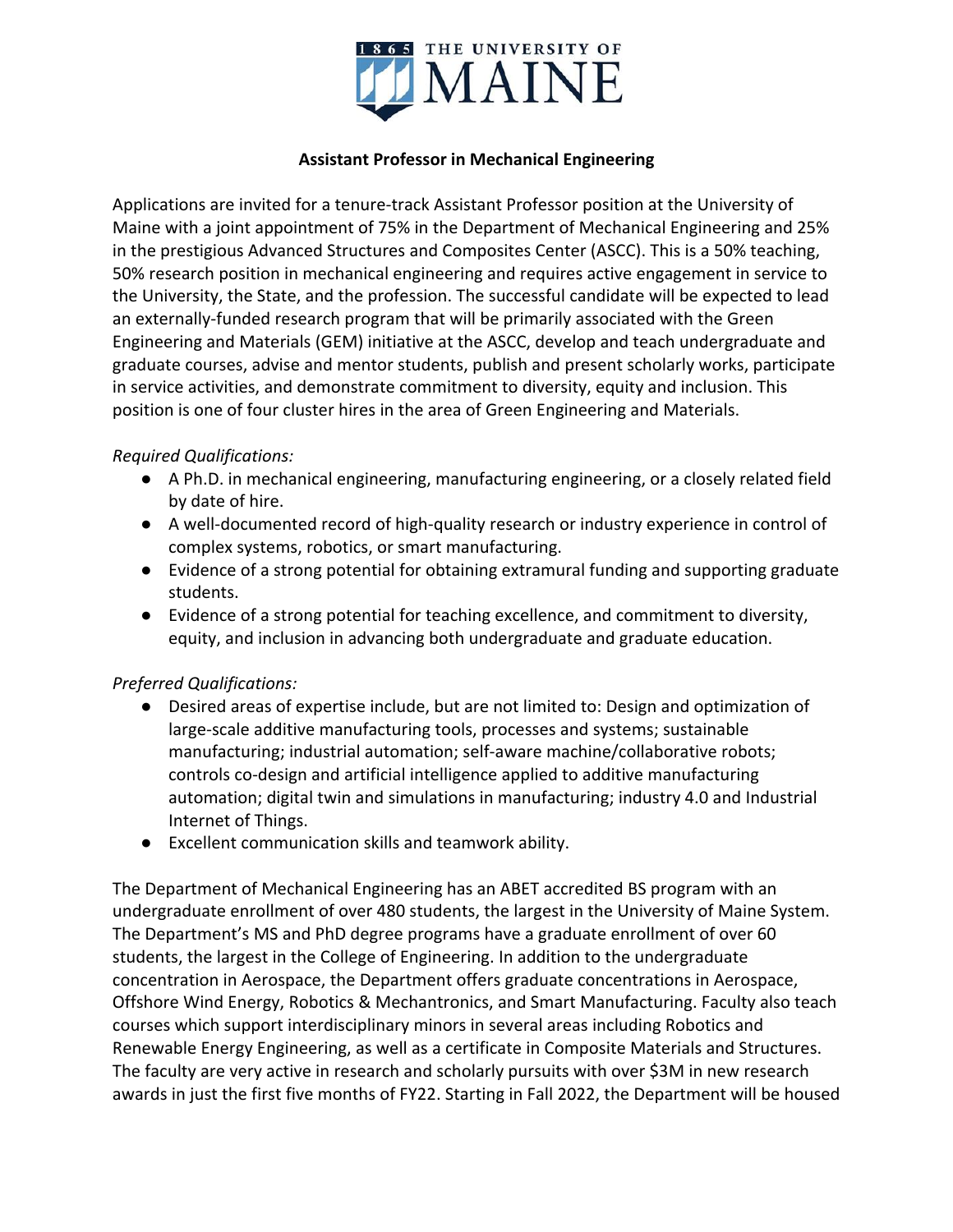# Assistant Professor in Mechanical Engineering

Applications are invited for a tenure-track Assistant Professor position at the University of Maine with a joint appointment of 75% in the Department of Mechanical Engineering and 25% in the prestigious Advanced Structures and Composites Center (ASCC). This is a 50% teaching, 50% research position in mechanical engineering and requires active engagement in service to the University, the State, and the profession. The successful candidate will be expected to lead an externally-funded research program that will be primarily associated with the Green Engineering and Materials (GEM) initiative at the ASCC, develop and teach undergraduate and graduate courses, advise and mentor students, publish and present scholarly works, participate in service activities, and demonstrate commitment to diversity, equity and inclusion. This position is one of four cluster hires in the area of Green Engineering and Materials.

*Required Qualifications:*

- A Ph.D. in mechanical engineering, manufacturing engineering, or a closely related field by date of hire.
- A well-documented record of high-quality research or industry experience in control of complex systems, robotics, or smart manufacturing.
- Evidence of a strong potential for obtaining extramural funding and supporting graduate students.
- Evidence of a strong potential for teaching excellence, and commitment to diversity, equity, and inclusion in advancing both undergraduate and graduate education.

*Preferred Qualifications:*

- Desired areas of expertise include, but are not limited to: Design and optimization of large-scale additive manufacturing tools, processes and systems; sustainable manufacturing; industrial automation; self-aware machine/collaborative robots; controls co-design and artificial intelligence applied to additive manufacturing automation; digital twin and simulations in manufacturing; industry 4.0 and Industrial Internet of Things.
- Excellent communication skills and teamwork ability.

The Department of Mechanical Engineering has an ABET accredited BS program with an undergraduate enrollment of over 480 students, the largest in the University of Maine System. The Department's MS and PhD degree programs have a graduate enrollment of over 60 students, the largest in the College of Engineering. In addition to the undergraduate concentration in Aerospace, the Department offers graduate concentrations in Aerospace, Offshore Wind Energy, Robotics & Mechantronics, and Smart Manufacturing. Faculty also teach courses which support interdisciplinary minors in several areas including Robotics and Renewable Energy Engineering, as well as a certificate in Composite Materials and Structures. The faculty are very active in research and scholarly pursuits with over $3M in new research awards in just the first five months of FY22. Starting in Fall 2022, the Department will be housed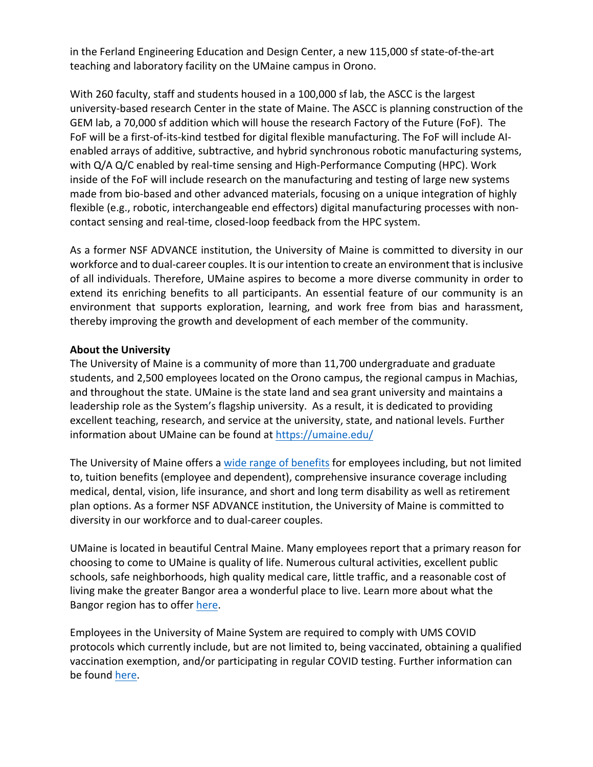in the Ferland Engineering Education and Design Center, a new 115,000 sf state-of-the-art teaching and laboratory facility on the UMaine campus in Orono.

With 260 faculty, staff and students housed in a 100,000 sf lab, the ASCC is the largest university-based research Center in the state of Maine. The ASCC is planning construction of the GEM lab, a 70,000 sf addition which will house the research Factory of the Future (FoF). The FoF will be a first-of-its-kind testbed for digital flexible manufacturing. The FoF will include AI-enabled arrays of additive, subtractive, and hybrid synchronous robotic manufacturing systems, with Q/A Q/C enabled by real-time sensing and High-Performance Computing (HPC). Work inside of the FoF will include research on the manufacturing and testing of large new systems made from bio-based and other advanced materials, focusing on a unique integration of highly flexible (e.g., robotic, interchangeable end effectors) digital manufacturing processes with non-contact sensing and real-time, closed-loop feedback from the HPC system.

As a former NSF ADVANCE institution, the University of Maine is committed to diversity in our workforce and to dual-career couples. It is our intention to create an environment that is inclusive of all individuals. Therefore, UMaine aspires to become a more diverse community in order to extend its enriching benefits to all participants. An essential feature of our community is an environment that supports exploration, learning, and work free from bias and harassment, thereby improving the growth and development of each member of the community.

**About the University**

The University of Maine is a community of more than 11,700 undergraduate and graduate students, and 2,500 employees located on the Orono campus, the regional campus in Machias, and throughout the state. UMaine is the state land and sea grant university and maintains a leadership role as the System's flagship university. As a result, it is dedicated to providing excellent teaching, research, and service at the university, state, and national levels. Further information about UMaine can be found at https://umaine.edu/

The University of Maine offers a wide range of benefits for employees including, but not limited to, tuition benefits (employee and dependent), comprehensive insurance coverage including medical, dental, vision, life insurance, and short and long term disability as well as retirement plan options. As a former NSF ADVANCE institution, the University of Maine is committed to diversity in our workforce and to dual-career couples.

UMaine is located in beautiful Central Maine. Many employees report that a primary reason for choosing to come to UMaine is quality of life. Numerous cultural activities, excellent public schools, safe neighborhoods, high quality medical care, little traffic, and a reasonable cost of living make the greater Bangor area a wonderful place to live. Learn more about what the Bangor region has to offer here.

Employees in the University of Maine System are required to comply with UMS COVID protocols which currently include, but are not limited to, being vaccinated, obtaining a qualified vaccination exemption, and/or participating in regular COVID testing. Further information can be found here.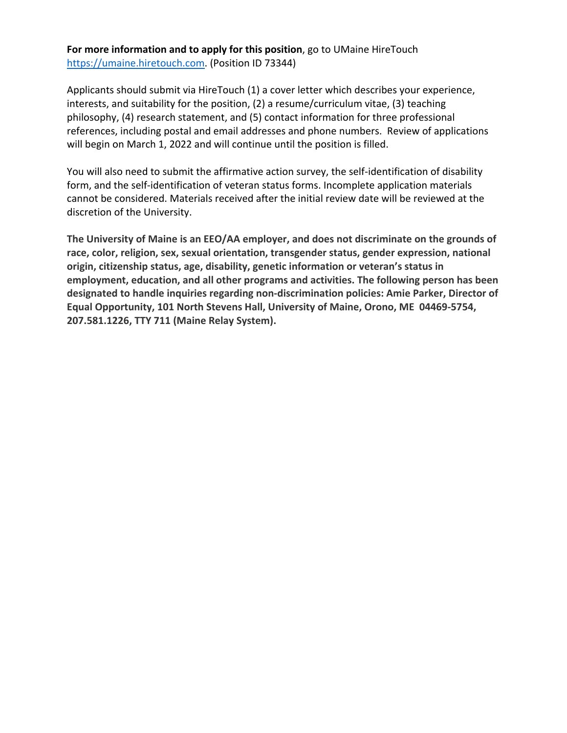**For more information and to apply for this position**, go to UMaine HireTouch [https://umaine.hiretouch.com](https://umaine.hiretouch.com). (Position ID 73344)

Applicants should submit via HireTouch (1) a cover letter which describes your experience, interests, and suitability for the position, (2) a resume/curriculum vitae, (3) teaching philosophy, (4) research statement, and (5) contact information for three professional references, including postal and email addresses and phone numbers. Review of applications will begin on March 1, 2022 and will continue until the position is filled.

You will also need to submit the affirmative action survey, the self-identification of disability form, and the self-identification of veteran status forms. Incomplete application materials cannot be considered. Materials received after the initial review date will be reviewed at the discretion of the University.

**The University of Maine is an EEO/AA employer, and does not discriminate on the grounds of race, color, religion, sex, sexual orientation, transgender status, gender expression, national origin, citizenship status, age, disability, genetic information or veteran's status in employment, education, and all other programs and activities. The following person has been designated to handle inquiries regarding non-discrimination policies: Amie Parker, Director of Equal Opportunity, 101 North Stevens Hall, University of Maine, Orono, ME 04469-5754, 207.581.1226, TTY 711 (Maine Relay System).**